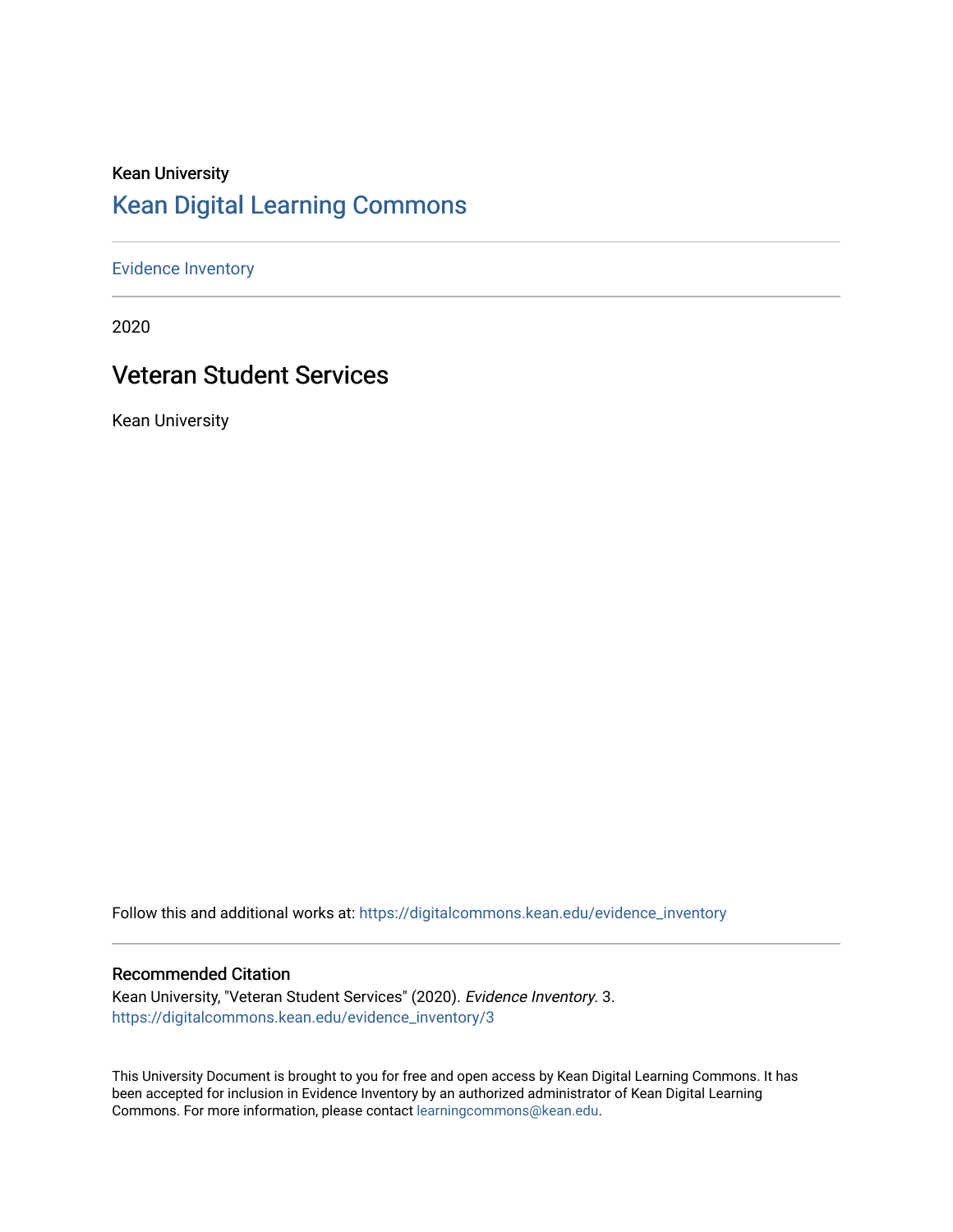Kean University

## Kean Digital Learning Commons

Evidence Inventory

2020

# Veteran Student Services

Kean University

Follow this and additional works at: https://digitalcommons.kean.edu/evidence_inventory

### Recommended Citation

Kean University, "Veteran Student Services" (2020). *Evidence Inventory*. 3.
https://digitalcommons.kean.edu/evidence_inventory/3

This University Document is brought to you for free and open access by Kean Digital Learning Commons. It has been accepted for inclusion in Evidence Inventory by an authorized administrator of Kean Digital Learning Commons. For more information, please contact learningcommons@kean.edu.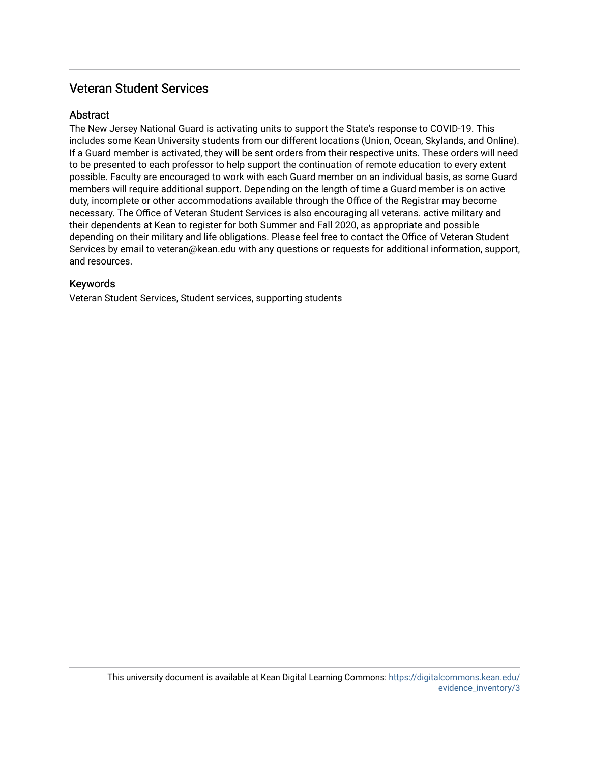## Veteran Student Services

### Abstract

The New Jersey National Guard is activating units to support the State's response to COVID-19. This includes some Kean University students from our different locations (Union, Ocean, Skylands, and Online). If a Guard member is activated, they will be sent orders from their respective units. These orders will need to be presented to each professor to help support the continuation of remote education to every extent possible. Faculty are encouraged to work with each Guard member on an individual basis, as some Guard members will require additional support. Depending on the length of time a Guard member is on active duty, incomplete or other accommodations available through the Office of the Registrar may become necessary. The Office of Veteran Student Services is also encouraging all veterans. active military and their dependents at Kean to register for both Summer and Fall 2020, as appropriate and possible depending on their military and life obligations. Please feel free to contact the Office of Veteran Student Services by email to veteran@kean.edu with any questions or requests for additional information, support, and resources.

### Keywords

Veteran Student Services, Student services, supporting students

This university document is available at Kean Digital Learning Commons: https://digitalcommons.kean.edu/evidence_inventory/3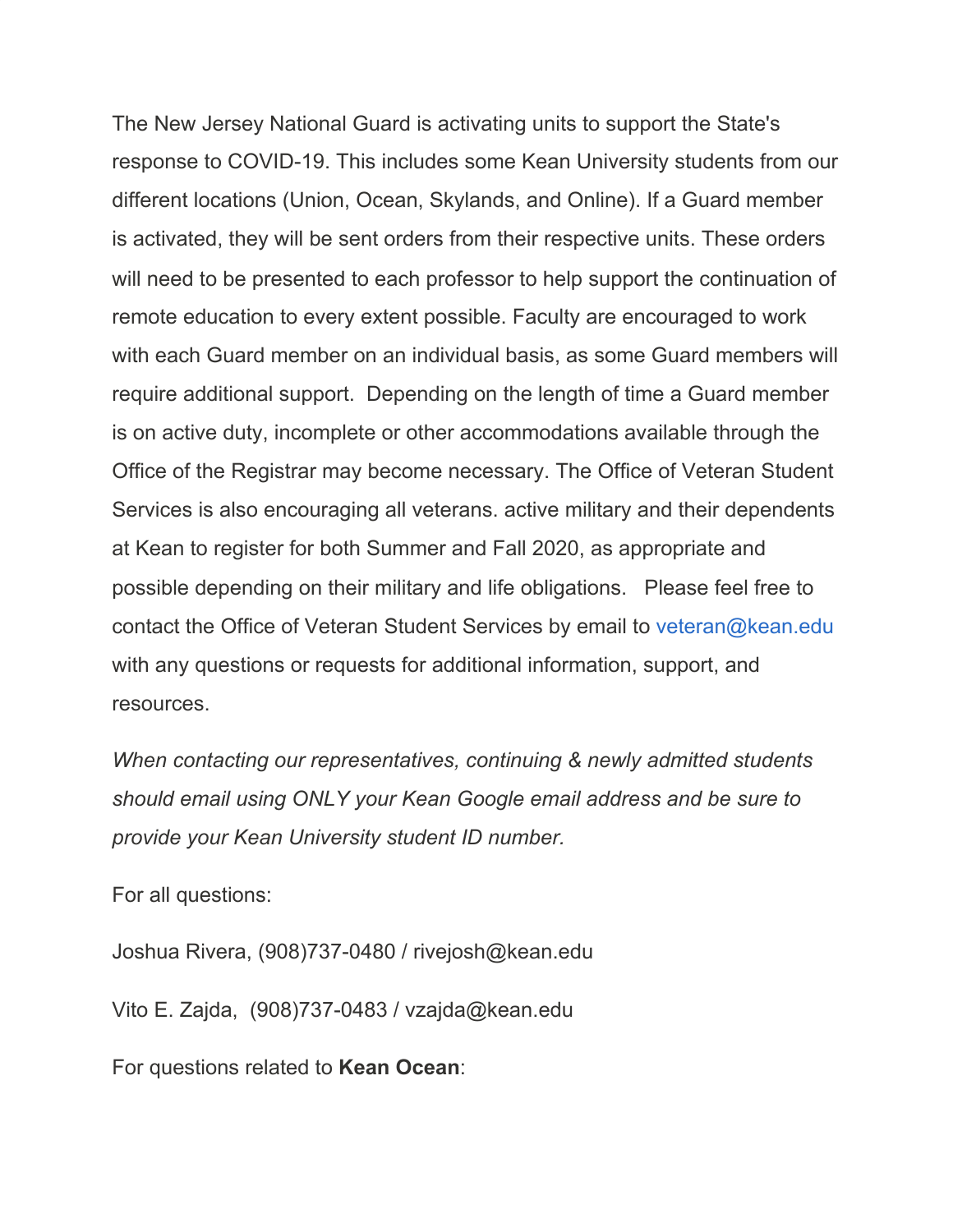The New Jersey National Guard is activating units to support the State's response to COVID-19. This includes some Kean University students from our different locations (Union, Ocean, Skylands, and Online). If a Guard member is activated, they will be sent orders from their respective units. These orders will need to be presented to each professor to help support the continuation of remote education to every extent possible. Faculty are encouraged to work with each Guard member on an individual basis, as some Guard members will require additional support. Depending on the length of time a Guard member is on active duty, incomplete or other accommodations available through the Office of the Registrar may become necessary. The Office of Veteran Student Services is also encouraging all veterans. active military and their dependents at Kean to register for both Summer and Fall 2020, as appropriate and possible depending on their military and life obligations. Please feel free to contact the Office of Veteran Student Services by email to veteran@kean.edu with any questions or requests for additional information, support, and resources.

*When contacting our representatives, continuing & newly admitted students should email using ONLY your Kean Google email address and be sure to provide your Kean University student ID number.*

For all questions:

Joshua Rivera, (908)737-0480 / rivejosh@kean.edu

Vito E. Zajda, (908)737-0483 / vzajda@kean.edu

For questions related to **Kean Ocean**: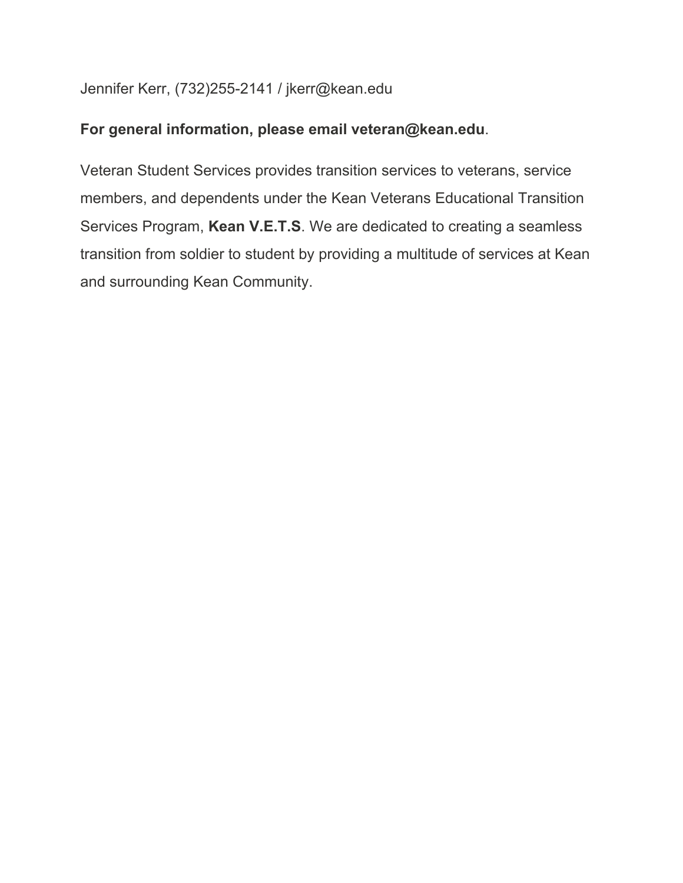Jennifer Kerr, (732)255-2141 / jkerr@kean.edu

**For general information, please email veteran@kean.edu**.

Veteran Student Services provides transition services to veterans, service members, and dependents under the Kean Veterans Educational Transition Services Program, **Kean V.E.T.S**. We are dedicated to creating a seamless transition from soldier to student by providing a multitude of services at Kean and surrounding Kean Community.